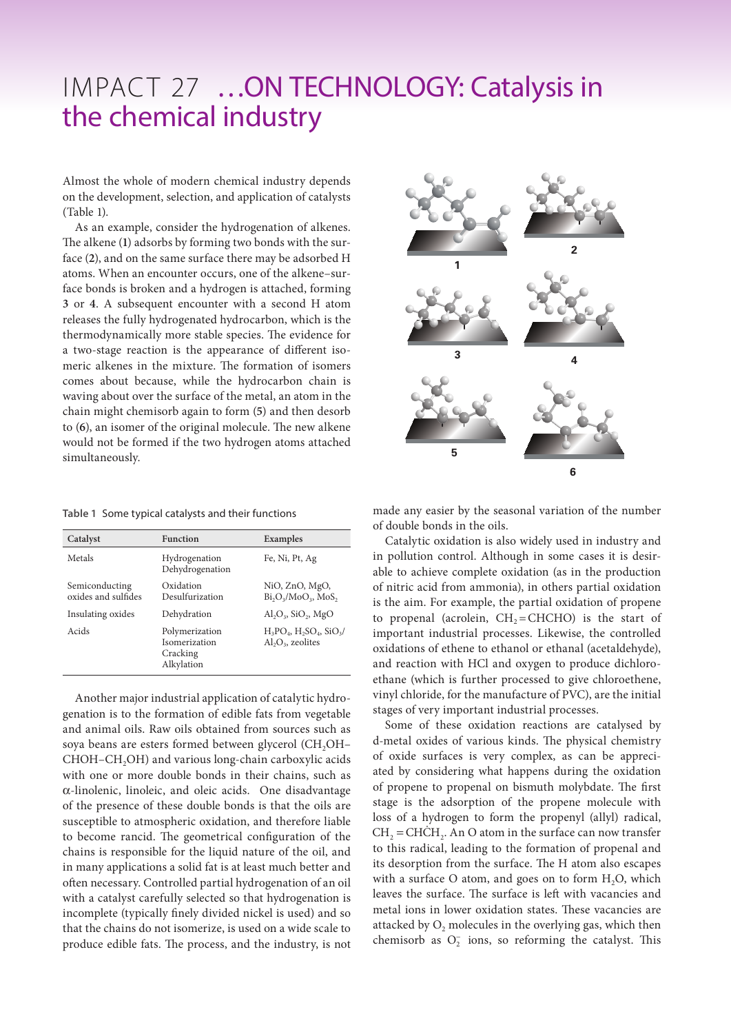# IMPACT 27 …ON TECHNOLOGY: Catalysis in the chemical industry

Almost the whole of modern chemical industry depends on the development, selection, and application of catalysts (Table 1).

As an example, consider the hydrogenation of alkenes. The alkene (**1**) adsorbs by forming two bonds with the surface (**2**), and on the same surface there may be adsorbed H atoms. When an encounter occurs, one of the alkene–surface bonds is broken and a hydrogen is attached, forming **3** or **4**. A subsequent encounter with a second H atom releases the fully hydrogenated hydrocarbon, which is the thermodynamically more stable species. The evidence for a two-stage reaction is the appearance of different isomeric alkenes in the mixture. The formation of isomers comes about because, while the hydrocarbon chain is waving about over the surface of the metal, an atom in the chain might chemisorb again to form (**5**) and then desorb to (**6**), an isomer of the original molecule. The new alkene would not be formed if the two hydrogen atoms attached simultaneously.

Table 1 Some typical catalysts and their functions

| Catalyst | Function | Examples |
|---|---|---|
| Metals | Hydrogenation<br>Dehydrogenation | Fe, Ni, Pt, Ag |
| Semiconducting oxides and sulfides | Oxidation<br>Desulfurization | NiO, ZnO, MgO, $Bi_2O_3/MoO_3$, $MoS_2$ |
| Insulating oxides | Dehydration | $Al_2O_3$, $SiO_2$, MgO |
| Acids | Polymerization<br>Isomerization<br>Cracking<br>Alkylation | $H_3PO_4$, $H_2SO_4$, $SiO_2/Al_2O_3$, zeolites |

Another major industrial application of catalytic hydrogenation is to the formation of edible fats from vegetable and animal oils. Raw oils obtained from sources such as soya beans are esters formed between glycerol ($CH_2OH$–$CHOH$–$CH_2OH$) and various long-chain carboxylic acids with one or more double bonds in their chains, such as α-linolenic, linoleic, and oleic acids. One disadvantage of the presence of these double bonds is that the oils are susceptible to atmospheric oxidation, and therefore liable to become rancid. The geometrical configuration of the chains is responsible for the liquid nature of the oil, and in many applications a solid fat is at least much better and often necessary. Controlled partial hydrogenation of an oil with a catalyst carefully selected so that hydrogenation is incomplete (typically finely divided nickel is used) and so that the chains do not isomerize, is used on a wide scale to produce edible fats. The process, and the industry, is not made any easier by the seasonal variation of the number of double bonds in the oils.

Catalytic oxidation is also widely used in industry and in pollution control. Although in some cases it is desirable to achieve complete oxidation (as in the production of nitric acid from ammonia), in others partial oxidation is the aim. For example, the partial oxidation of propene to propenal (acrolein, $CH_2{=}CHCHO$) is the start of important industrial processes. Likewise, the controlled oxidations of ethene to ethanol or ethanal (acetaldehyde), and reaction with HCl and oxygen to produce dichloroethane (which is further processed to give chloroethene, vinyl chloride, for the manufacture of PVC), are the initial stages of very important industrial processes.

Some of these oxidation reactions are catalysed by d-metal oxides of various kinds. The physical chemistry of oxide surfaces is very complex, as can be appreciated by considering what happens during the oxidation of propene to propenal on bismuth molybdate. The first stage is the adsorption of the propene molecule with loss of a hydrogen to form the propenyl (allyl) radical, $CH_2{=}CH\dot{C}H_2$. An O atom in the surface can now transfer to this radical, leading to the formation of propenal and its desorption from the surface. The H atom also escapes with a surface O atom, and goes on to form $H_2O$, which leaves the surface. The surface is left with vacancies and metal ions in lower oxidation states. These vacancies are attacked by $O_2$ molecules in the overlying gas, which then chemisorb as $O_2^-$ ions, so reforming the catalyst. This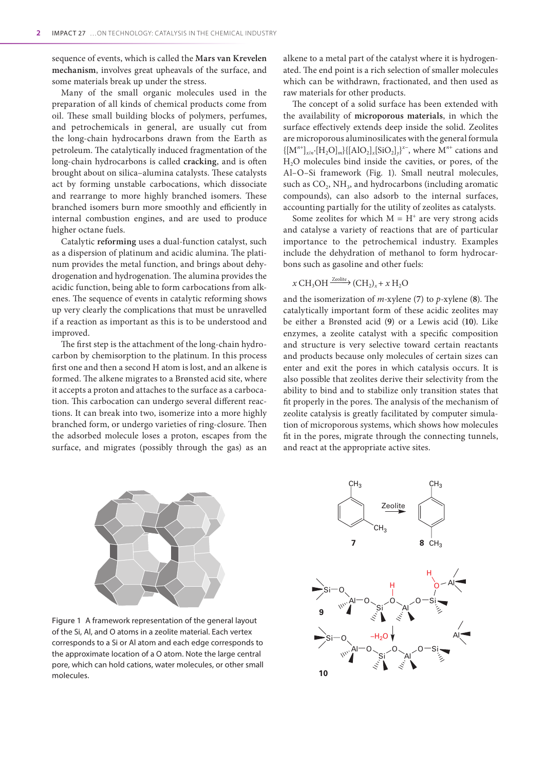sequence of events, which is called the **Mars van Krevelen mechanism**, involves great upheavals of the surface, and some materials break up under the stress.

Many of the small organic molecules used in the preparation of all kinds of chemical products come from oil. These small building blocks of polymers, perfumes, and petrochemicals in general, are usually cut from the long-chain hydrocarbons drawn from the Earth as petroleum. The catalytically induced fragmentation of the long-chain hydrocarbons is called **cracking**, and is often brought about on silica–alumina catalysts. These catalysts act by forming unstable carbocations, which dissociate and rearrange to more highly branched isomers. These branched isomers burn more smoothly and efficiently in internal combustion engines, and are used to produce higher octane fuels.

Catalytic **reforming** uses a dual-function catalyst, such as a dispersion of platinum and acidic alumina. The platinum provides the metal function, and brings about dehydrogenation and hydrogenation. The alumina provides the acidic function, being able to form carbocations from alkenes. The sequence of events in catalytic reforming shows up very clearly the complications that must be unravelled if a reaction as important as this is to be understood and improved.

The first step is the attachment of the long-chain hydrocarbon by chemisorption to the platinum. In this process first one and then a second H atom is lost, and an alkene is formed. The alkene migrates to a Brønsted acid site, where it accepts a proton and attaches to the surface as a carbocation. This carbocation can undergo several different reactions. It can break into two, isomerize into a more highly branched form, or undergo varieties of ring-closure. Then the adsorbed molecule loses a proton, escapes from the surface, and migrates (possibly through the gas) as an alkene to a metal part of the catalyst where it is hydrogenated. The end point is a rich selection of smaller molecules which can be withdrawn, fractionated, and then used as raw materials for other products.

The concept of a solid surface has been extended with the availability of **microporous materials**, in which the surface effectively extends deep inside the solid. Zeolites are microporous aluminosilicates with the general formula $\{[M^{n+}]_{x/n}\cdot[H_2O]_m\}\{[AlO_2]_x[SiO_2]_y\}^{x-}$, where $M^{n+}$ cations and $H_2O$ molecules bind inside the cavities, or pores, of the Al–O–Si framework (Fig. 1). Small neutral molecules, such as $CO_2$, $NH_3$, and hydrocarbons (including aromatic compounds), can also adsorb to the internal surfaces, accounting partially for the utility of zeolites as catalysts.

Some zeolites for which $M = H^+$ are very strong acids and catalyse a variety of reactions that are of particular importance to the petrochemical industry. Examples include the dehydration of methanol to form hydrocarbons such as gasoline and other fuels:

$$x\,CH_3OH \xrightarrow{\text{Zeolite}} (CH_2)_x + x\,H_2O$$

and the isomerization of *m*-xylene (**7**) to *p*-xylene (**8**). The catalytically important form of these acidic zeolites may be either a Brønsted acid (**9**) or a Lewis acid (**10**). Like enzymes, a zeolite catalyst with a specific composition and structure is very selective toward certain reactants and products because only molecules of certain sizes can enter and exit the pores in which catalysis occurs. It is also possible that zeolites derive their selectivity from the ability to bind and to stabilize only transition states that fit properly in the pores. The analysis of the mechanism of zeolite catalysis is greatly facilitated by computer simulation of microporous systems, which shows how molecules fit in the pores, migrate through the connecting tunnels, and react at the appropriate active sites.

**Figure 1** A framework representation of the general layout of the Si, Al, and O atoms in a zeolite material. Each vertex corresponds to a Si or Al atom and each edge corresponds to the approximate location of a O atom. Note the large central pore, which can hold cations, water molecules, or other small molecules.

$CH_3$

Zeolite

$CH_3$

7

8 $CH_3$

9

$-H_2O$

10